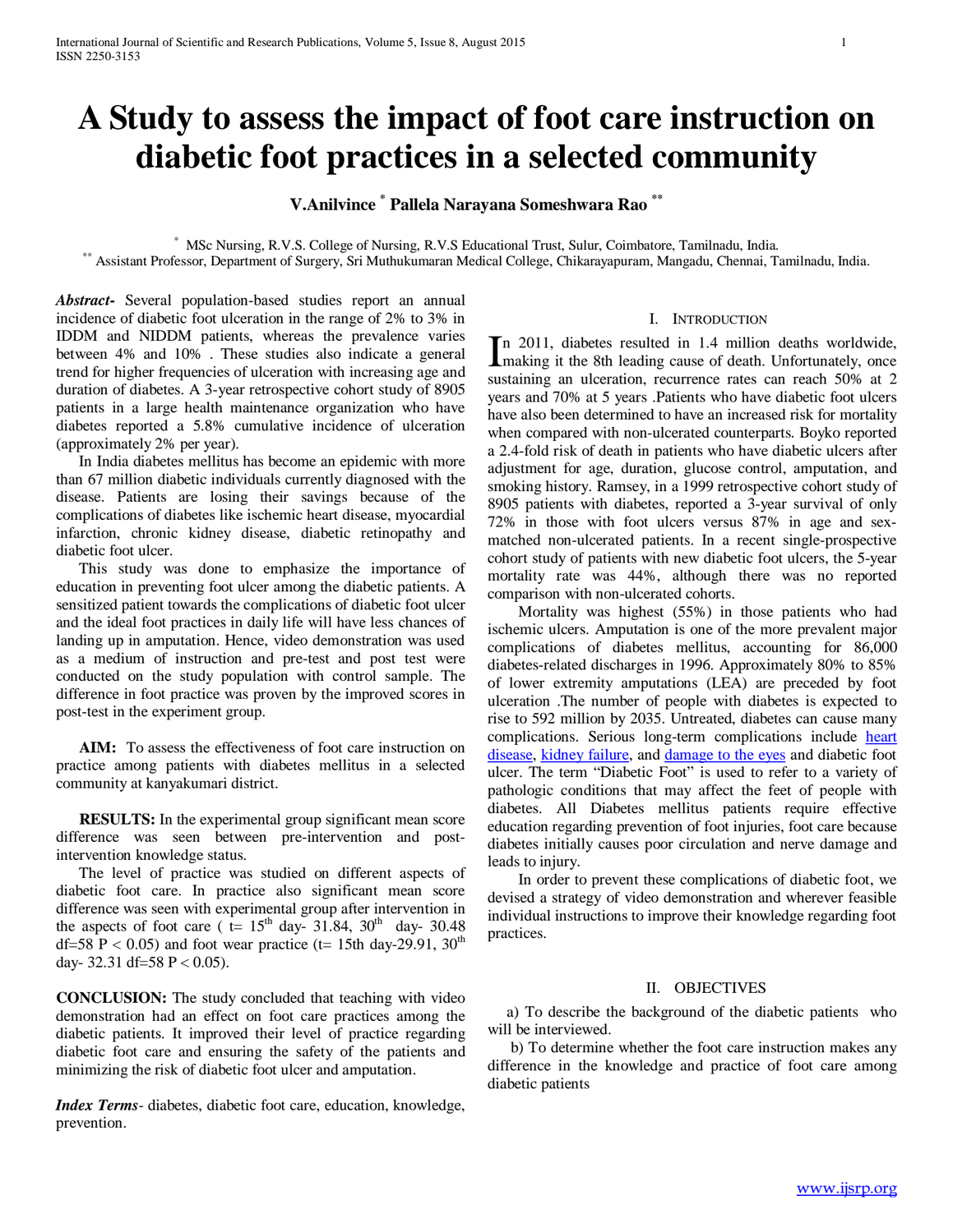# A Study to assess the impact of foot care instruction on diabetic foot practices in a selected community

**V.Anilvince [*] Pallela Narayana Someshwara Rao [**]**

[*] MSc Nursing, R.V.S. College of Nursing, R.V.S Educational Trust, Sulur, Coimbatore, Tamilnadu, India.
[**] Assistant Professor, Department of Surgery, Sri Muthukumaran Medical College, Chikarayapuram, Mangadu, Chennai, Tamilnadu, India.

***Abstract-*** Several population-based studies report an annual incidence of diabetic foot ulceration in the range of 2% to 3% in IDDM and NIDDM patients, whereas the prevalence varies between 4% and 10% . These studies also indicate a general trend for higher frequencies of ulceration with increasing age and duration of diabetes. A 3-year retrospective cohort study of 8905 patients in a large health maintenance organization who have diabetes reported a 5.8% cumulative incidence of ulceration (approximately 2% per year).

In India diabetes mellitus has become an epidemic with more than 67 million diabetic individuals currently diagnosed with the disease. Patients are losing their savings because of the complications of diabetes like ischemic heart disease, myocardial infarction, chronic kidney disease, diabetic retinopathy and diabetic foot ulcer.

This study was done to emphasize the importance of education in preventing foot ulcer among the diabetic patients. A sensitized patient towards the complications of diabetic foot ulcer and the ideal foot practices in daily life will have less chances of landing up in amputation. Hence, video demonstration was used as a medium of instruction and pre-test and post test were conducted on the study population with control sample. The difference in foot practice was proven by the improved scores in post-test in the experiment group.

**AIM:** To assess the effectiveness of foot care instruction on practice among patients with diabetes mellitus in a selected community at kanyakumari district.

**RESULTS:** In the experimental group significant mean score difference was seen between pre-intervention and post-intervention knowledge status.

The level of practice was studied on different aspects of diabetic foot care. In practice also significant mean score difference was seen with experimental group after intervention in the aspects of foot care ( t= 15$^{th}$ day- 31.84, 30$^{th}$ day- 30.48 df=58 $P < 0.05$) and foot wear practice (t= 15th day-29.91, 30$^{th}$ day- 32.31 df=58 $P < 0.05$).

**CONCLUSION:** The study concluded that teaching with video demonstration had an effect on foot care practices among the diabetic patients. It improved their level of practice regarding diabetic foot care and ensuring the safety of the patients and minimizing the risk of diabetic foot ulcer and amputation.

***Index Terms*** - diabetes, diabetic foot care, education, knowledge, prevention.

## I. Introduction

In 2011, diabetes resulted in 1.4 million deaths worldwide, making it the 8th leading cause of death. Unfortunately, once sustaining an ulceration, recurrence rates can reach 50% at 2 years and 70% at 5 years .Patients who have diabetic foot ulcers have also been determined to have an increased risk for mortality when compared with non-ulcerated counterparts. Boyko reported a 2.4-fold risk of death in patients who have diabetic ulcers after adjustment for age, duration, glucose control, amputation, and smoking history. Ramsey, in a 1999 retrospective cohort study of 8905 patients with diabetes, reported a 3-year survival of only 72% in those with foot ulcers versus 87% in age and sex-matched non-ulcerated patients. In a recent single-prospective cohort study of patients with new diabetic foot ulcers, the 5-year mortality rate was 44%, although there was no reported comparison with non-ulcerated cohorts.

Mortality was highest (55%) in those patients who had ischemic ulcers. Amputation is one of the more prevalent major complications of diabetes mellitus, accounting for 86,000 diabetes-related discharges in 1996. Approximately 80% to 85% of lower extremity amputations (LEA) are preceded by foot ulceration .The number of people with diabetes is expected to rise to 592 million by 2035. Untreated, diabetes can cause many complications. Serious long-term complications include heart disease, kidney failure, and damage to the eyes and diabetic foot ulcer. The term "Diabetic Foot" is used to refer to a variety of pathologic conditions that may affect the feet of people with diabetes. All Diabetes mellitus patients require effective education regarding prevention of foot injuries, foot care because diabetes initially causes poor circulation and nerve damage and leads to injury.

In order to prevent these complications of diabetic foot, we devised a strategy of video demonstration and wherever feasible individual instructions to improve their knowledge regarding foot practices.

## II. Objectives

a) To describe the background of the diabetic patients who will be interviewed.

b) To determine whether the foot care instruction makes any difference in the knowledge and practice of foot care among diabetic patients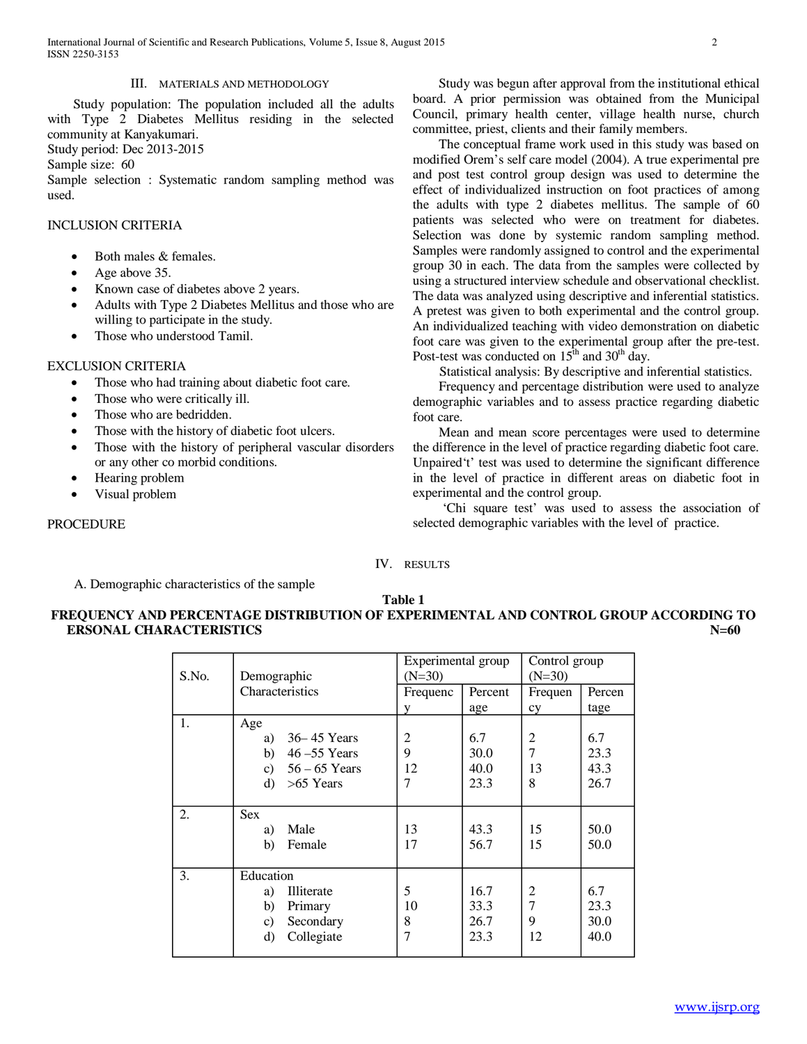## III. MATERIALS AND METHODOLOGY

Study population: The population included all the adults with Type 2 Diabetes Mellitus residing in the selected community at Kanyakumari.
Study period: Dec 2013-2015
Sample size: 60
Sample selection : Systematic random sampling method was used.

INCLUSION CRITERIA

- Both males & females.
- Age above 35.
- Known case of diabetes above 2 years.
- Adults with Type 2 Diabetes Mellitus and those who are willing to participate in the study.
- Those who understood Tamil.

EXCLUSION CRITERIA

- Those who had training about diabetic foot care.
- Those who were critically ill.
- Those who are bedridden.
- Those with the history of diabetic foot ulcers.
- Those with the history of peripheral vascular disorders or any other co morbid conditions.
- Hearing problem
- Visual problem

PROCEDURE

Study was begun after approval from the institutional ethical board. A prior permission was obtained from the Municipal Council, primary health center, village health nurse, church committee, priest, clients and their family members.

The conceptual frame work used in this study was based on modified Orem's self care model (2004). A true experimental pre and post test control group design was used to determine the effect of individualized instruction on foot practices of among the adults with type 2 diabetes mellitus. The sample of 60 patients was selected who were on treatment for diabetes. Selection was done by systemic random sampling method. Samples were randomly assigned to control and the experimental group 30 in each. The data from the samples were collected by using a structured interview schedule and observational checklist. The data was analyzed using descriptive and inferential statistics. A pretest was given to both experimental and the control group. An individualized teaching with video demonstration on diabetic foot care was given to the experimental group after the pre-test. Post-test was conducted on 15th and 30th day.

Statistical analysis: By descriptive and inferential statistics.

Frequency and percentage distribution were used to analyze demographic variables and to assess practice regarding diabetic foot care.

Mean and mean score percentages were used to determine the difference in the level of practice regarding diabetic foot care. Unpaired't' test was used to determine the significant difference in the level of practice in different areas on diabetic foot in experimental and the control group.

'Chi square test' was used to assess the association of selected demographic variables with the level of practice.

## IV. RESULTS

A. Demographic characteristics of the sample

**Table 1**
**FREQUENCY AND PERCENTAGE DISTRIBUTION OF EXPERIMENTAL AND CONTROL GROUP ACCORDING TO ERSONAL CHARACTERISTICS N=60**

| S.No. | Demographic Characteristics | Experimental group (N=30) | | Control group (N=30) | |
|---|---|---|---|---|---|
| | | Frequency | Percentage | Frequency | Percentage |
| 1. | Age | | | | |
| | a) 36– 45 Years | 2 | 6.7 | 2 | 6.7 |
| | b) 46 –55 Years | 9 | 30.0 | 7 | 23.3 |
| | c) 56 – 65 Years | 12 | 40.0 | 13 | 43.3 |
| | d) >65 Years | 7 | 23.3 | 8 | 26.7 |
| 2. | Sex | | | | |
| | a) Male | 13 | 43.3 | 15 | 50.0 |
| | b) Female | 17 | 56.7 | 15 | 50.0 |
| 3. | Education | | | | |
| | a) Illiterate | 5 | 16.7 | 2 | 6.7 |
| | b) Primary | 10 | 33.3 | 7 | 23.3 |
| | c) Secondary | 8 | 26.7 | 9 | 30.0 |
| | d) Collegiate | 7 | 23.3 | 12 | 40.0 |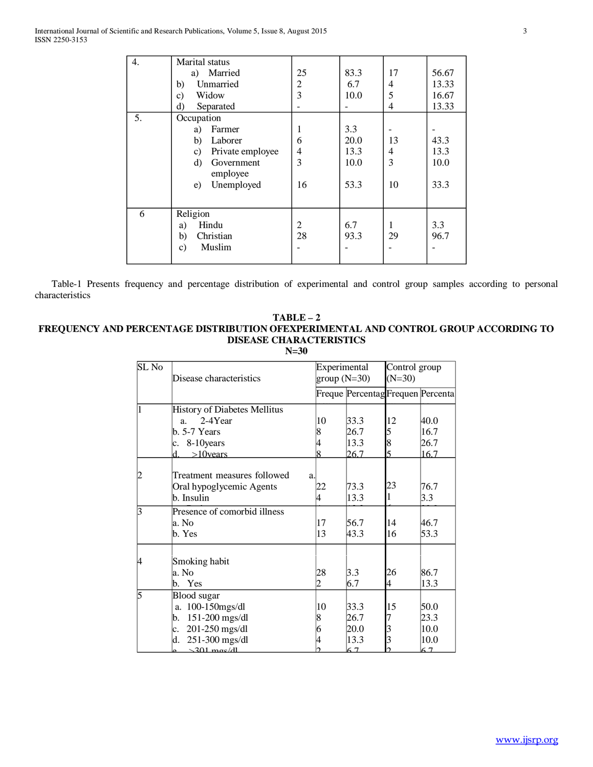| 4. | Marital status | | | | |
|---|---|---|---|---|---|
| | a) Married | 25 | 83.3 | 17 | 56.67 |
| | b) Unmarried | 2 | 6.7 | 4 | 13.33 |
| | c) Widow | 3 | 10.0 | 5 | 16.67 |
| | d) Separated | - | - | 4 | 13.33 |
| 5. | Occupation | | | | |
| | a) Farmer | 1 | 3.3 | - | - |
| | b) Laborer | 6 | 20.0 | 13 | 43.3 |
| | c) Private employee | 4 | 13.3 | 4 | 13.3 |
| | d) Government employee | 3 | 10.0 | 3 | 10.0 |
| | e) Unemployed | 16 | 53.3 | 10 | 33.3 |
| 6 | Religion | | | | |
| | a) Hindu | 2 | 6.7 | 1 | 3.3 |
| | b) Christian | 28 | 93.3 | 29 | 96.7 |
| | c) Muslim | - | - | - | - |

Table-1 Presents frequency and percentage distribution of experimental and control group samples according to personal characteristics

**TABLE – 2**
**FREQUENCY AND PERCENTAGE DISTRIBUTION OFEXPERIMENTAL AND CONTROL GROUP ACCORDING TO DISEASE CHARACTERISTICS**
**N=30**

| SL No | Disease characteristics | Experimental group (N=30) | | Control group (N=30) | |
|---|---|---|---|---|---|
| | | Freque | Percentag | Frequen | Percenta |
| 1 | History of Diabetes Mellitus | | | | |
| | a. 2-4Year | 10 | 33.3 | 12 | 40.0 |
| | b. 5-7 Years | 8 | 26.7 | 5 | 16.7 |
| | c. 8-10years | 4 | 13.3 | 8 | 26.7 |
| | d. >10years | 8 | 26.7 | 5 | 16.7 |
| 2 | Treatment measures followed | | | | |
| | a. Oral hypoglycemic Agents | 22 | 73.3 | 23 | 76.7 |
| | b. Insulin | 4 | 13.3 | 1 | 3.3 |
| 3 | Presence of comorbid illness | | | | |
| | a. No | 17 | 56.7 | 14 | 46.7 |
| | b. Yes | 13 | 43.3 | 16 | 53.3 |
| 4 | Smoking habit | | | | |
| | a. No | 28 | 3.3 | 26 | 86.7 |
| | b. Yes | 2 | 6.7 | 4 | 13.3 |
| 5 | Blood sugar | | | | |
| | a. 100-150mgs/dl | 10 | 33.3 | 15 | 50.0 |
| | b. 151-200 mgs/dl | 8 | 26.7 | 7 | 23.3 |
| | c. 201-250 mgs/dl | 6 | 20.0 | 3 | 10.0 |
| | d. 251-300 mgs/dl | 4 | 13.3 | 3 | 10.0 |
| | e. >301 mgs/dl | 2 | 6.7 | 2 | 6.7 |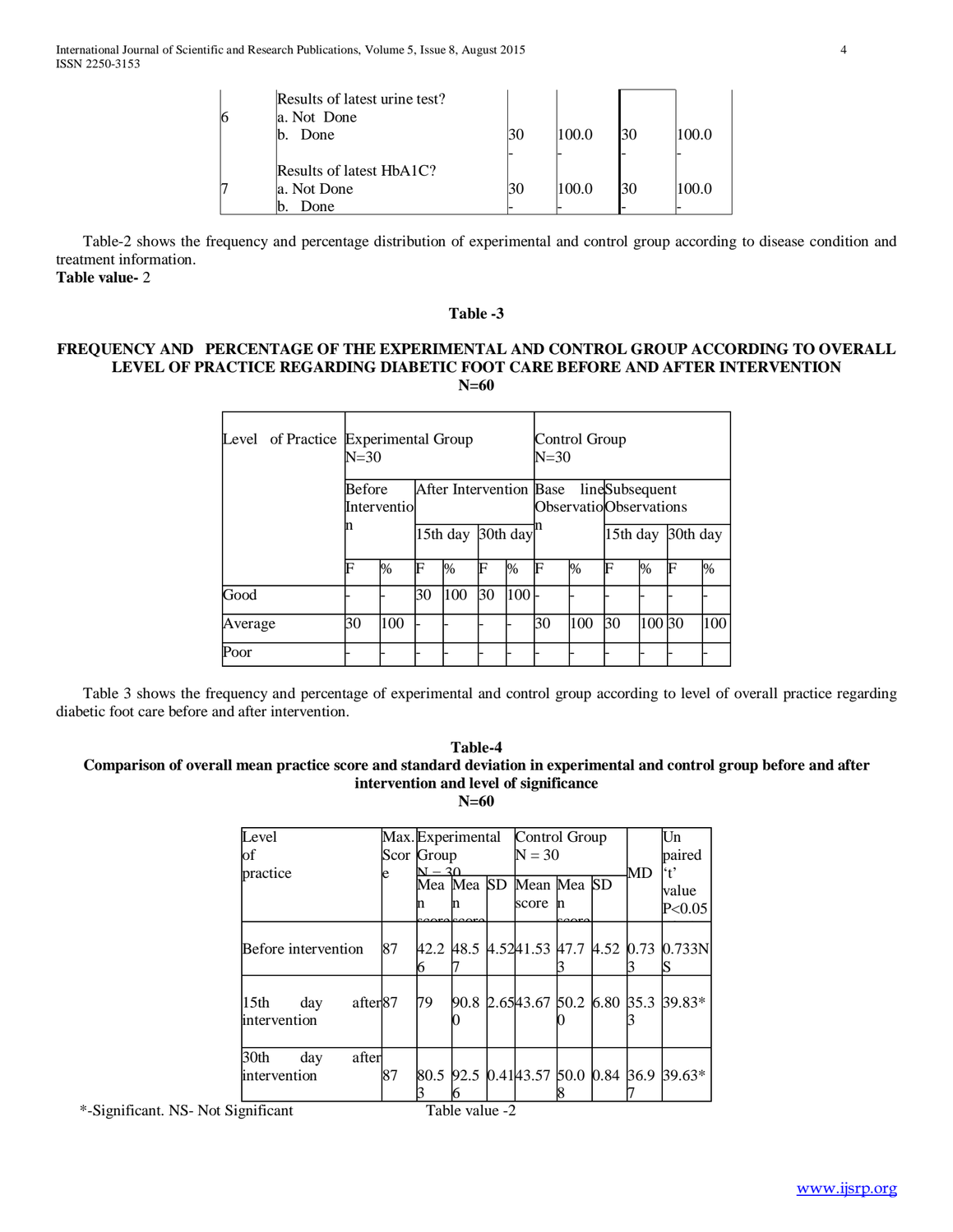| 6 | Results of latest urine test?<br>a. Not Done<br>b. Done | 30<br>- | 100.0<br>- | 30<br>- | 100.0<br>- |
|---|---|---|---|---|---|
| 7 | Results of latest HbA1C?<br>a. Not Done<br>b. Done | 30<br>- | 100.0<br>- | 30<br>- | 100.0<br>- |

Table-2 shows the frequency and percentage distribution of experimental and control group according to disease condition and treatment information.

**Table value-** 2

**Table -3**

**FREQUENCY AND PERCENTAGE OF THE EXPERIMENTAL AND CONTROL GROUP ACCORDING TO OVERALL LEVEL OF PRACTICE REGARDING DIABETIC FOOT CARE BEFORE AND AFTER INTERVENTION**

**N=60**

| Level of Practice | Experimental Group N=30 | | | | | | Control Group N=30 | | | | | |
|---|---|---|---|---|---|---|---|---|---|---|---|---|
| | Before Intervention | | After Intervention | | | | Base line Observation | | Subsequent Observations | | | |
| | | | 15th day | | 30th day | | | | 15th day | | 30th day | |
| | F | % | F | % | F | % | F | % | F | % | F | % |
| Good | - | - | 30 | 100 | 30 | 100 | - | - | - | - | - | - |
| Average | 30 | 100 | - | - | - | - | 30 | 100 | 30 | 100 | 30 | 100 |
| Poor | - | - | - | - | - | - | - | - | - | - | - | - |

Table 3 shows the frequency and percentage of experimental and control group according to level of overall practice regarding diabetic foot care before and after intervention.

**Table-4**

**Comparison of overall mean practice score and standard deviation in experimental and control group before and after intervention and level of significance**

**N=60**

| Level of practice | Max. Score | Experimental Group N = 30 | | | Control Group N = 30 | | | MD | Un paired 't' value P<0.05 |
|---|---|---|---|---|---|---|---|---|---|
| | | Mean score | Mean score | SD | Mean score | Mean score | SD | | |
| Before intervention | 87 | 42.26 | 48.57 | 4.52 | 41.53 | 47.73 | 4.52 | 0.733 | 0.733NS |
| 15th day after intervention | 87 | 79 | 90.80 | 2.65 | 43.67 | 50.20 | 6.80 | 35.33 | 39.83* |
| 30th day after intervention | 87 | 80.53 | 92.56 | 0.41 | 43.57 | 50.08 | 0.84 | 36.97 | 39.63* |

*-Significant. NS- Not Significant Table value -2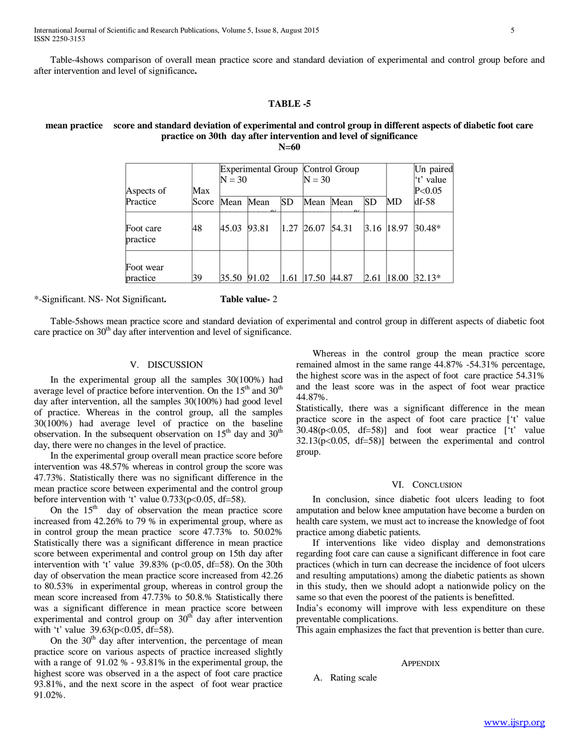Table-4shows comparison of overall mean practice score and standard deviation of experimental and control group before and after intervention and level of significance.

### TABLE -5

**mean practice score and standard deviation of experimental and control group in different aspects of diabetic foot care practice on 30th day after intervention and level of significance**

**N=60**

| Aspects of Practice | Max Score | Experimental Group N = 30 | | | Control Group N = 30 | | | MD | Un paired 't' value P<0.05 df-58 |
|---|---|---|---|---|---|---|---|---|---|
| | | Mean | Mean % | SD | Mean | Mean % | SD | | |
| Foot care practice | 48 | 45.03 | 93.81 | 1.27 | 26.07 | 54.31 | 3.16 | 18.97 | 30.48* |
| Foot wear practice | 39 | 35.50 | 91.02 | 1.61 | 17.50 | 44.87 | 2.61 | 18.00 | 32.13* |

*-Significant. NS- Not Significant. **Table value-** 2

Table-5shows mean practice score and standard deviation of experimental and control group in different aspects of diabetic foot care practice on 30th day after intervention and level of significance.

## V. DISCUSSION

In the experimental group all the samples 30(100%) had average level of practice before intervention. On the 15th and 30th day after intervention, all the samples 30(100%) had good level of practice. Whereas in the control group, all the samples 30(100%) had average level of practice on the baseline observation. In the subsequent observation on 15th day and 30th day, there were no changes in the level of practice.

In the experimental group overall mean practice score before intervention was 48.57% whereas in control group the score was 47.73%. Statistically there was no significant difference in the mean practice score between experimental and the control group before intervention with 't' value 0.733($p<0.05$, df=58).

On the 15th day of observation the mean practice score increased from 42.26% to 79 % in experimental group, where as in control group the mean practice score 47.73% to. 50.02% Statistically there was a significant difference in mean practice score between experimental and control group on 15th day after intervention with 't' value 39.83% ($p<0.05$, df=58). On the 30th day of observation the mean practice score increased from 42.26 to 80.53% in experimental group, whereas in control group the mean score increased from 47.73% to 50.8.% Statistically there was a significant difference in mean practice score between experimental and control group on 30th day after intervention with 't' value 39.63($p<0.05$, df=58).

On the 30th day after intervention, the percentage of mean practice score on various aspects of practice increased slightly with a range of 91.02 % - 93.81% in the experimental group, the highest score was observed in a the aspect of foot care practice 93.81%, and the next score in the aspect of foot wear practice 91.02%.

Whereas in the control group the mean practice score remained almost in the same range 44.87% -54.31% percentage, the highest score was in the aspect of foot care practice 54.31% and the least score was in the aspect of foot wear practice 44.87%.

Statistically, there was a significant difference in the mean practice score in the aspect of foot care practice ['t' value 30.48($p<0.05$, df=58)] and foot wear practice ['t' value 32.13($p<0.05$, df=58)] between the experimental and control group.

## VI. CONCLUSION

In conclusion, since diabetic foot ulcers leading to foot amputation and below knee amputation have become a burden on health care system, we must act to increase the knowledge of foot practice among diabetic patients.

If interventions like video display and demonstrations regarding foot care can cause a significant difference in foot care practices (which in turn can decrease the incidence of foot ulcers and resulting amputations) among the diabetic patients as shown in this study, then we should adopt a nationwide policy on the same so that even the poorest of the patients is benefitted.

India's economy will improve with less expenditure on these preventable complications.

This again emphasizes the fact that prevention is better than cure.

## APPENDIX

### A. Rating scale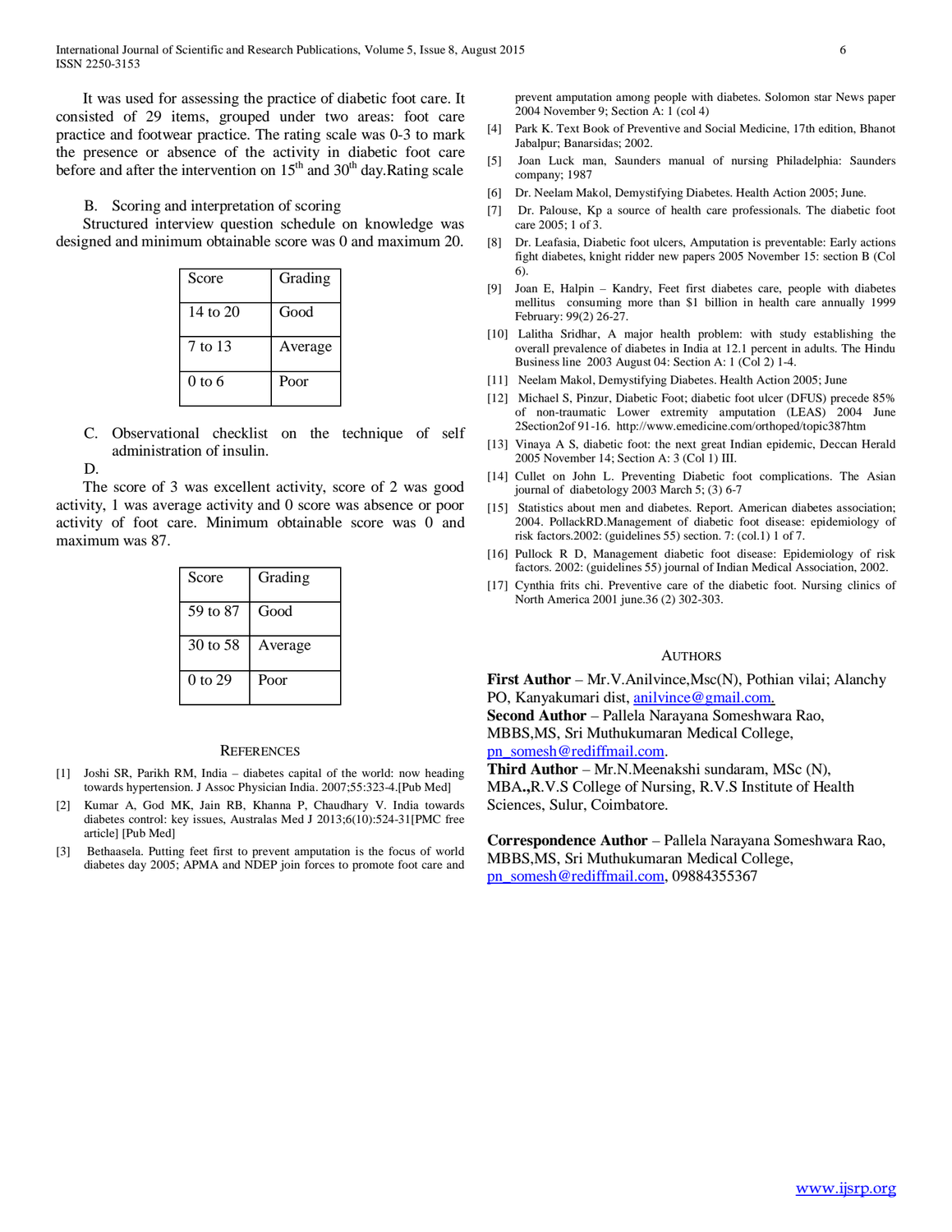It was used for assessing the practice of diabetic foot care. It consisted of 29 items, grouped under two areas: foot care practice and footwear practice. The rating scale was 0-3 to mark the presence or absence of the activity in diabetic foot care before and after the intervention on 15th and 30th day.Rating scale

B. Scoring and interpretation of scoring

Structured interview question schedule on knowledge was designed and minimum obtainable score was 0 and maximum 20.

| Score | Grading |
|---|---|
| 14 to 20 | Good |
| 7 to 13 | Average |
| 0 to 6 | Poor |

C. Observational checklist on the technique of self administration of insulin.

D.

The score of 3 was excellent activity, score of 2 was good activity, 1 was average activity and 0 score was absence or poor activity of foot care. Minimum obtainable score was 0 and maximum was 87.

| Score | Grading |
|---|---|
| 59 to 87 | Good |
| 30 to 58 | Average |
| 0 to 29 | Poor |

## References

[1] Joshi SR, Parikh RM, India – diabetes capital of the world: now heading towards hypertension. J Assoc Physician India. 2007;55:323-4.[Pub Med]

[2] Kumar A, God MK, Jain RB, Khanna P, Chaudhary V. India towards diabetes control: key issues, Australas Med J 2013;6(10):524-31[PMC free article] [Pub Med]

[3] Bethaasela. Putting feet first to prevent amputation is the focus of world diabetes day 2005; APMA and NDEP join forces to promote foot care and prevent amputation among people with diabetes. Solomon star News paper 2004 November 9; Section A: 1 (col 4)

[4] Park K. Text Book of Preventive and Social Medicine, 17th edition, Bhanot Jabalpur; Banarsidas; 2002.

[5] Joan Luck man, Saunders manual of nursing Philadelphia: Saunders company; 1987

[6] Dr. Neelam Makol, Demystifying Diabetes. Health Action 2005; June.

[7] Dr. Palouse, Kp a source of health care professionals. The diabetic foot care 2005; 1 of 3.

[8] Dr. Leafasia, Diabetic foot ulcers, Amputation is preventable: Early actions fight diabetes, knight ridder new papers 2005 November 15: section B (Col 6).

[9] Joan E, Halpin – Kandry, Feet first diabetes care, people with diabetes mellitus consuming more than $1 billion in health care annually 1999 February: 99(2) 26-27.

[10] Lalitha Sridhar, A major health problem: with study establishing the overall prevalence of diabetes in India at 12.1 percent in adults. The Hindu Business line 2003 August 04: Section A: 1 (Col 2) 1-4.

[11] Neelam Makol, Demystifying Diabetes. Health Action 2005; June

[12] Michael S, Pinzur, Diabetic Foot; diabetic foot ulcer (DFUS) precede 85% of non-traumatic Lower extremity amputation (LEAS) 2004 June 2Section2of 91-16. http://www.emedicine.com/orthoped/topic387htm

[13] Vinaya A S, diabetic foot: the next great Indian epidemic, Deccan Herald 2005 November 14; Section A: 3 (Col 1) III.

[14] Cullet on John L. Preventing Diabetic foot complications. The Asian journal of diabetology 2003 March 5; (3) 6-7

[15] Statistics about men and diabetes. Report. American diabetes association; 2004. PollackRD.Management of diabetic foot disease: epidemiology of risk factors.2002: (guidelines 55) section. 7: (col.1) 1 of 7.

[16] Pullock R D, Management diabetic foot disease: Epidemiology of risk factors. 2002: (guidelines 55) journal of Indian Medical Association, 2002.

[17] Cynthia frits chi. Preventive care of the diabetic foot. Nursing clinics of North America 2001 june.36 (2) 302-303.

## Authors

**First Author** – Mr.V.Anilvince,Msc(N), Pothian vilai; Alanchy PO, Kanyakumari dist, anilvince@gmail.com.

**Second Author** – Pallela Narayana Someshwara Rao, MBBS,MS, Sri Muthukumaran Medical College, pn_somesh@rediffmail.com.

**Third Author** – Mr.N.Meenakshi sundaram, MSc (N), MBA.,R.V.S College of Nursing, R.V.S Institute of Health Sciences, Sulur, Coimbatore.

**Correspondence Author** – Pallela Narayana Someshwara Rao, MBBS,MS, Sri Muthukumaran Medical College, pn_somesh@rediffmail.com, 09884355367